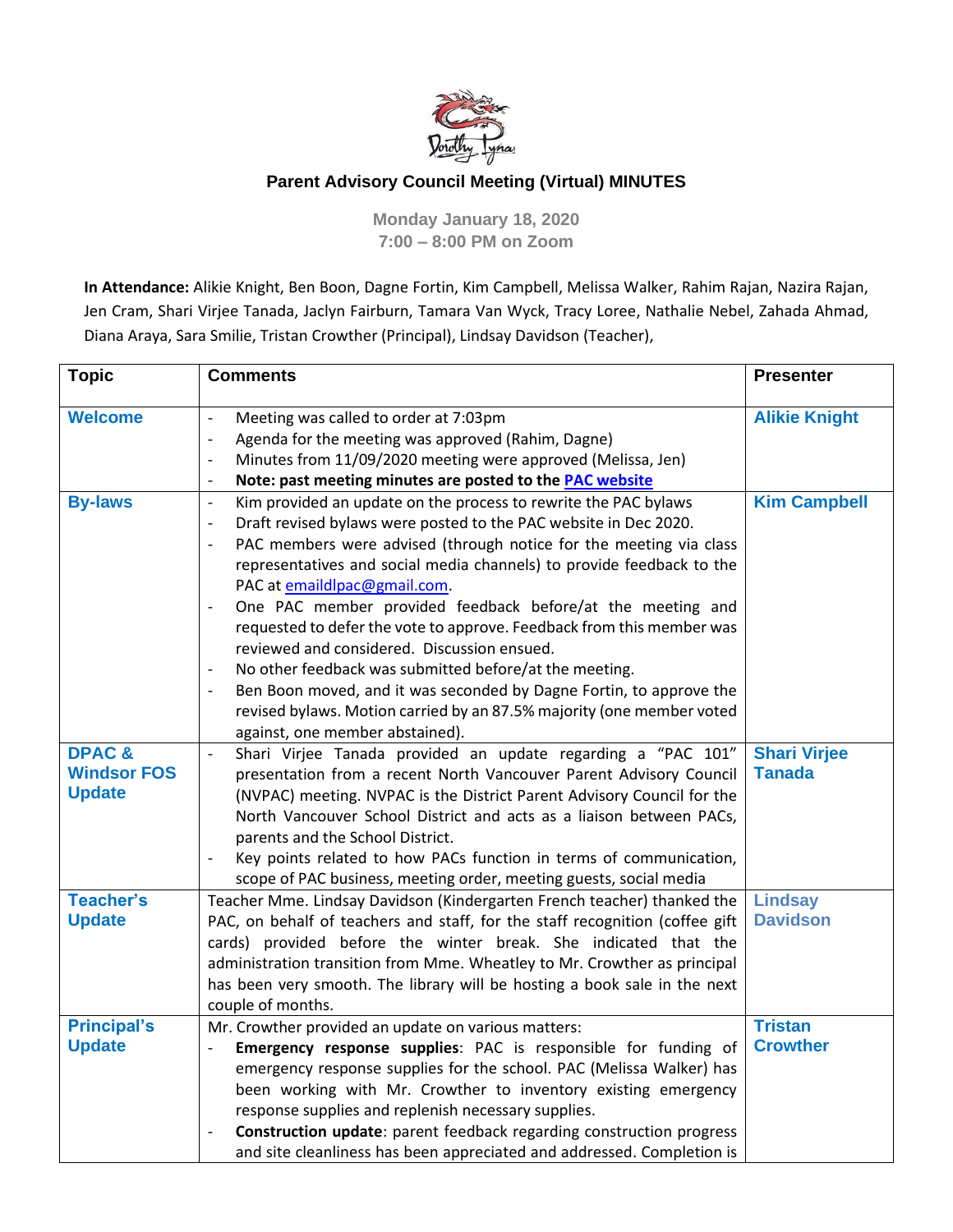# Parent Advisory Council Meeting (Virtual) MINUTES

**Monday January 18, 2020**
**7:00 – 8:00 PM on Zoom**

**In Attendance:** Alikie Knight, Ben Boon, Dagne Fortin, Kim Campbell, Melissa Walker, Rahim Rajan, Nazira Rajan, Jen Cram, Shari Virjee Tanada, Jaclyn Fairburn, Tamara Van Wyck, Tracy Loree, Nathalie Nebel, Zahada Ahmad, Diana Araya, Sara Smilie, Tristan Crowther (Principal), Lindsay Davidson (Teacher),

| Topic | Comments | Presenter |
|---|---|---|
| **Welcome** | - Meeting was called to order at 7:03pm<br>- Agenda for the meeting was approved (Rahim, Dagne)<br>- Minutes from 11/09/2020 meeting were approved (Melissa, Jen)<br>- **Note: past meeting minutes are posted to the [PAC website]()** | **Alikie Knight** |
| **By-laws** | - Kim provided an update on the process to rewrite the PAC bylaws<br>- Draft revised bylaws were posted to the PAC website in Dec 2020.<br>- PAC members were advised (through notice for the meeting via class representatives and social media channels) to provide feedback to the PAC at emaildlpac@gmail.com.<br>- One PAC member provided feedback before/at the meeting and requested to defer the vote to approve. Feedback from this member was reviewed and considered. Discussion ensued.<br>- No other feedback was submitted before/at the meeting.<br>- Ben Boon moved, and it was seconded by Dagne Fortin, to approve the revised bylaws. Motion carried by an 87.5% majority (one member voted against, one member abstained). | **Kim Campbell** |
| **DPAC & Windsor FOS Update** | - Shari Virjee Tanada provided an update regarding a "PAC 101" presentation from a recent North Vancouver Parent Advisory Council (NVPAC) meeting. NVPAC is the District Parent Advisory Council for the North Vancouver School District and acts as a liaison between PACs, parents and the School District.<br>- Key points related to how PACs function in terms of communication, scope of PAC business, meeting order, meeting guests, social media | **Shari Virjee Tanada** |
| **Teacher's Update** | Teacher Mme. Lindsay Davidson (Kindergarten French teacher) thanked the PAC, on behalf of teachers and staff, for the staff recognition (coffee gift cards) provided before the winter break. She indicated that the administration transition from Mme. Wheatley to Mr. Crowther as principal has been very smooth. The library will be hosting a book sale in the next couple of months. | **Lindsay Davidson** |
| **Principal's Update** | Mr. Crowther provided an update on various matters:<br>- **Emergency response supplies**: PAC is responsible for funding of emergency response supplies for the school. PAC (Melissa Walker) has been working with Mr. Crowther to inventory existing emergency response supplies and replenish necessary supplies.<br>- **Construction update**: parent feedback regarding construction progress and site cleanliness has been appreciated and addressed. Completion is | **Tristan Crowther** |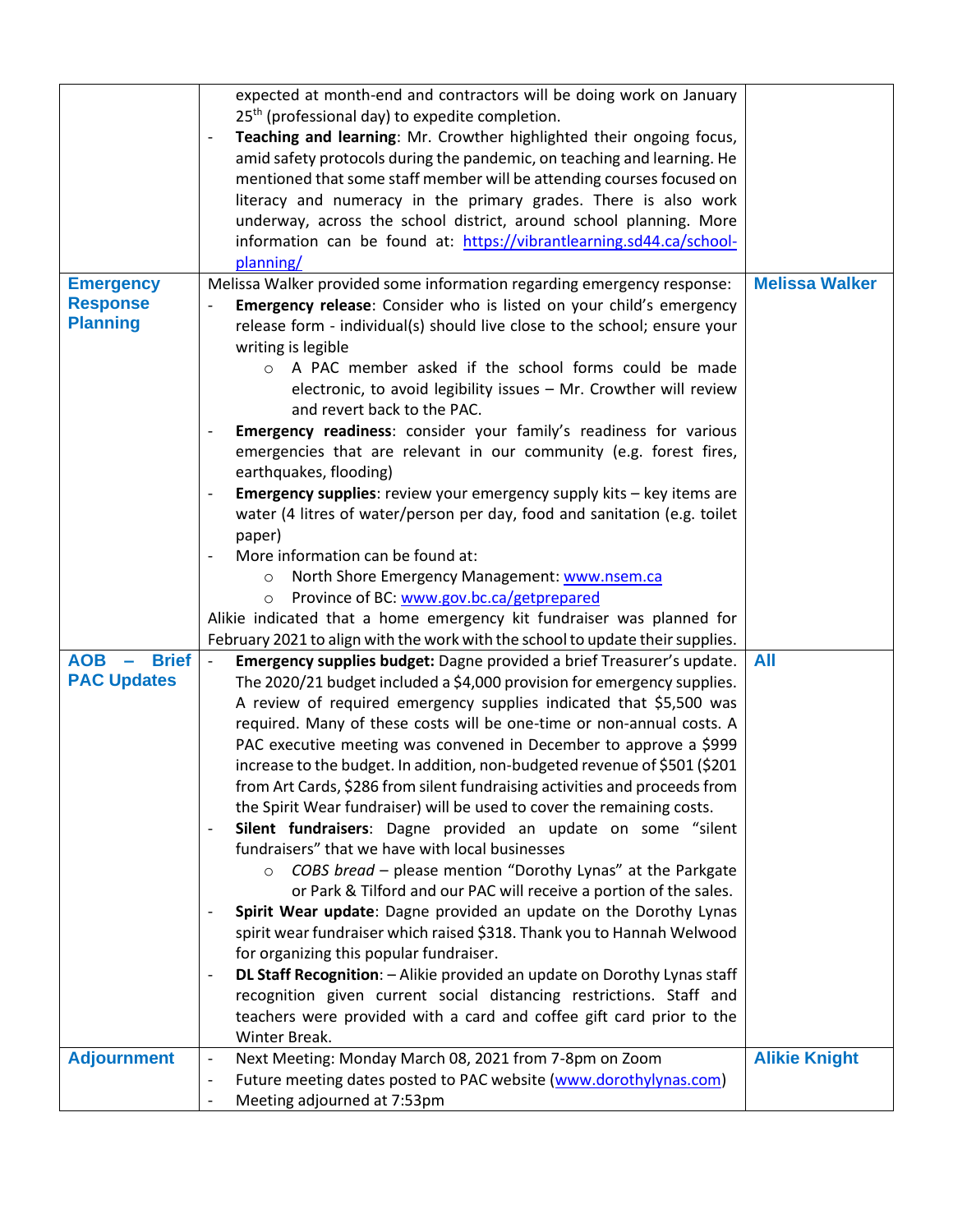| | | |
|---|---|---|
| | expected at month-end and contractors will be doing work on January 25th (professional day) to expedite completion.<br>- **Teaching and learning**: Mr. Crowther highlighted their ongoing focus, amid safety protocols during the pandemic, on teaching and learning. He mentioned that some staff member will be attending courses focused on literacy and numeracy in the primary grades. There is also work underway, across the school district, around school planning. More information can be found at: https://vibrantlearning.sd44.ca/school-planning/ | |
| **Emergency Response Planning** | Melissa Walker provided some information regarding emergency response:<br>- **Emergency release**: Consider who is listed on your child's emergency release form - individual(s) should live close to the school; ensure your writing is legible<br>  ○ A PAC member asked if the school forms could be made electronic, to avoid legibility issues – Mr. Crowther will review and revert back to the PAC.<br>- **Emergency readiness**: consider your family's readiness for various emergencies that are relevant in our community (e.g. forest fires, earthquakes, flooding)<br>- **Emergency supplies**: review your emergency supply kits – key items are water (4 litres of water/person per day, food and sanitation (e.g. toilet paper)<br>- More information can be found at:<br>  ○ North Shore Emergency Management: www.nsem.ca<br>  ○ Province of BC: www.gov.bc.ca/getprepared<br>Alikie indicated that a home emergency kit fundraiser was planned for February 2021 to align with the work with the school to update their supplies. | **Melissa Walker** |
| **AOB – Brief PAC Updates** | - **Emergency supplies budget:** Dagne provided a brief Treasurer's update. The 2020/21 budget included a $4,000 provision for emergency supplies. A review of required emergency supplies indicated that $5,500 was required. Many of these costs will be one-time or non-annual costs. A PAC executive meeting was convened in December to approve a $999 increase to the budget. In addition, non-budgeted revenue of $501 ($201 from Art Cards, $286 from silent fundraising activities and proceeds from the Spirit Wear fundraiser) will be used to cover the remaining costs.<br>- **Silent fundraisers**: Dagne provided an update on some "silent fundraisers" that we have with local businesses<br>  ○ *COBS bread* – please mention "Dorothy Lynas" at the Parkgate or Park & Tilford and our PAC will receive a portion of the sales.<br>- **Spirit Wear update**: Dagne provided an update on the Dorothy Lynas spirit wear fundraiser which raised $318. Thank you to Hannah Welwood for organizing this popular fundraiser.<br>- **DL Staff Recognition**: – Alikie provided an update on Dorothy Lynas staff recognition given current social distancing restrictions. Staff and teachers were provided with a card and coffee gift card prior to the Winter Break. | **All** |
| **Adjournment** | - Next Meeting: Monday March 08, 2021 from 7-8pm on Zoom<br>- Future meeting dates posted to PAC website (www.dorothylynas.com)<br>- Meeting adjourned at 7:53pm | **Alikie Knight** |